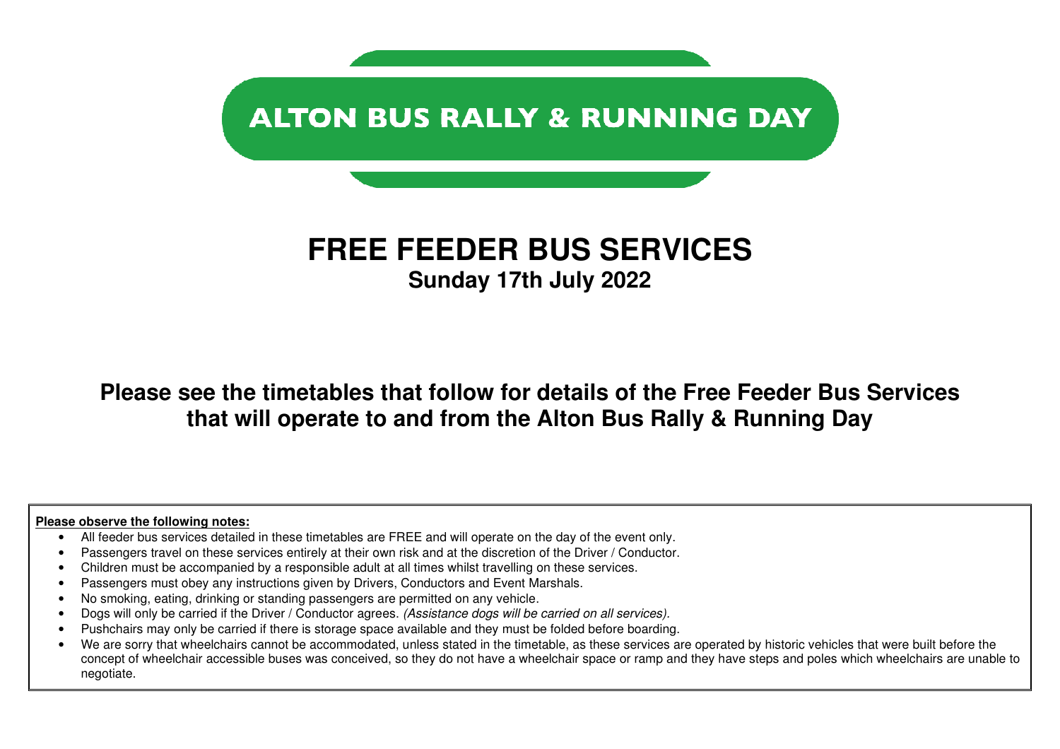# ALTON BUS RALLY & RUNNING DAY

# FREE FEEDER BUS SERVICES

**Sunday 17th July 2022**

## Please see the timetables that follow for details of the Free Feeder Bus Services that will operate to and from the Alton Bus Rally & Running Day

**Please observe the following notes:**

- All feeder bus services detailed in these timetables are FREE and will operate on the day of the event only.
- Passengers travel on these services entirely at their own risk and at the discretion of the Driver / Conductor.
- Children must be accompanied by a responsible adult at all times whilst travelling on these services.
- Passengers must obey any instructions given by Drivers, Conductors and Event Marshals.
- No smoking, eating, drinking or standing passengers are permitted on any vehicle.
- Dogs will only be carried if the Driver / Conductor agrees. *(Assistance dogs will be carried on all services).*
- Pushchairs may only be carried if there is storage space available and they must be folded before boarding.
- We are sorry that wheelchairs cannot be accommodated, unless stated in the timetable, as these services are operated by historic vehicles that were built before the concept of wheelchair accessible buses was conceived, so they do not have a wheelchair space or ramp and they have steps and poles which wheelchairs are unable to negotiate.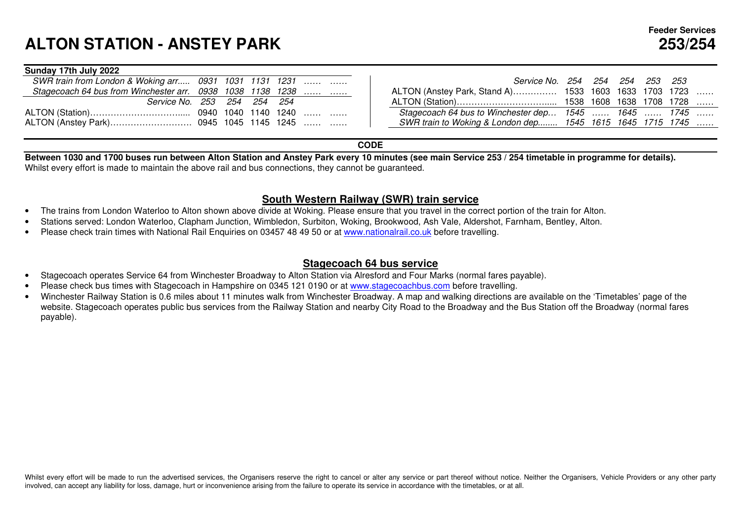# ALTON STATION - ANSTEY PARK

**Feeder Services**
**253/254**

**Sunday 17th July 2022**

| | | | | | | |
|---|---|---|---|---|---|---|
| *SWR train from London & Woking arr.....* | *0931* | *1031* | *1131* | *1231* | …… | …… |
| *Stagecoach 64 bus from Winchester arr.* | *0938* | *1038* | *1138* | *1238* | …… | …… |
| *Service No.* | *253* | *254* | *254* | *254* | | |
| ALTON (Station)……………………………..... | 0940 | 1040 | 1140 | 1240 | …… | …… |
| ALTON (Anstey Park)……………………… | 0945 | 1045 | 1145 | 1245 | …… | …… |

| *Service No.* | *254* | *254* | *254* | *253* | *253* | |
|---|---|---|---|---|---|---|
| ALTON (Anstey Park, Stand A)…………… | 1533 | 1603 | 1633 | 1703 | 1723 | …… |
| ALTON (Station)……………………………..... | 1538 | 1608 | 1638 | 1708 | 1728 | …… |
| *Stagecoach 64 bus to Winchester dep…* | *1545* | …… | *1645* | …… | *1745* | …… |
| *SWR train to Woking & London dep........* | *1545* | *1615* | *1645* | *1715* | *1745* | …… |

**CODE**

**Between 1030 and 1700 buses run between Alton Station and Anstey Park every 10 minutes (see main Service 253 / 254 timetable in programme for details).**
Whilst every effort is made to maintain the above rail and bus connections, they cannot be guaranteed.

## South Western Railway (SWR) train service

- The trains from London Waterloo to Alton shown above divide at Woking. Please ensure that you travel in the correct portion of the train for Alton.
- Stations served: London Waterloo, Clapham Junction, Wimbledon, Surbiton, Woking, Brookwood, Ash Vale, Aldershot, Farnham, Bentley, Alton.
- Please check train times with National Rail Enquiries on 03457 48 49 50 or at www.nationalrail.co.uk before travelling.

## Stagecoach 64 bus service

- Stagecoach operates Service 64 from Winchester Broadway to Alton Station via Alresford and Four Marks (normal fares payable).
- Please check bus times with Stagecoach in Hampshire on 0345 121 0190 or at www.stagecoachbus.com before travelling.
- Winchester Railway Station is 0.6 miles about 11 minutes walk from Winchester Broadway. A map and walking directions are available on the 'Timetables' page of the website. Stagecoach operates public bus services from the Railway Station and nearby City Road to the Broadway and the Bus Station off the Broadway (normal fares payable).

Whilst every effort will be made to run the advertised services, the Organisers reserve the right to cancel or alter any service or part thereof without notice. Neither the Organisers, Vehicle Providers or any other party involved, can accept any liability for loss, damage, hurt or inconvenience arising from the failure to operate its service in accordance with the timetables, or at all.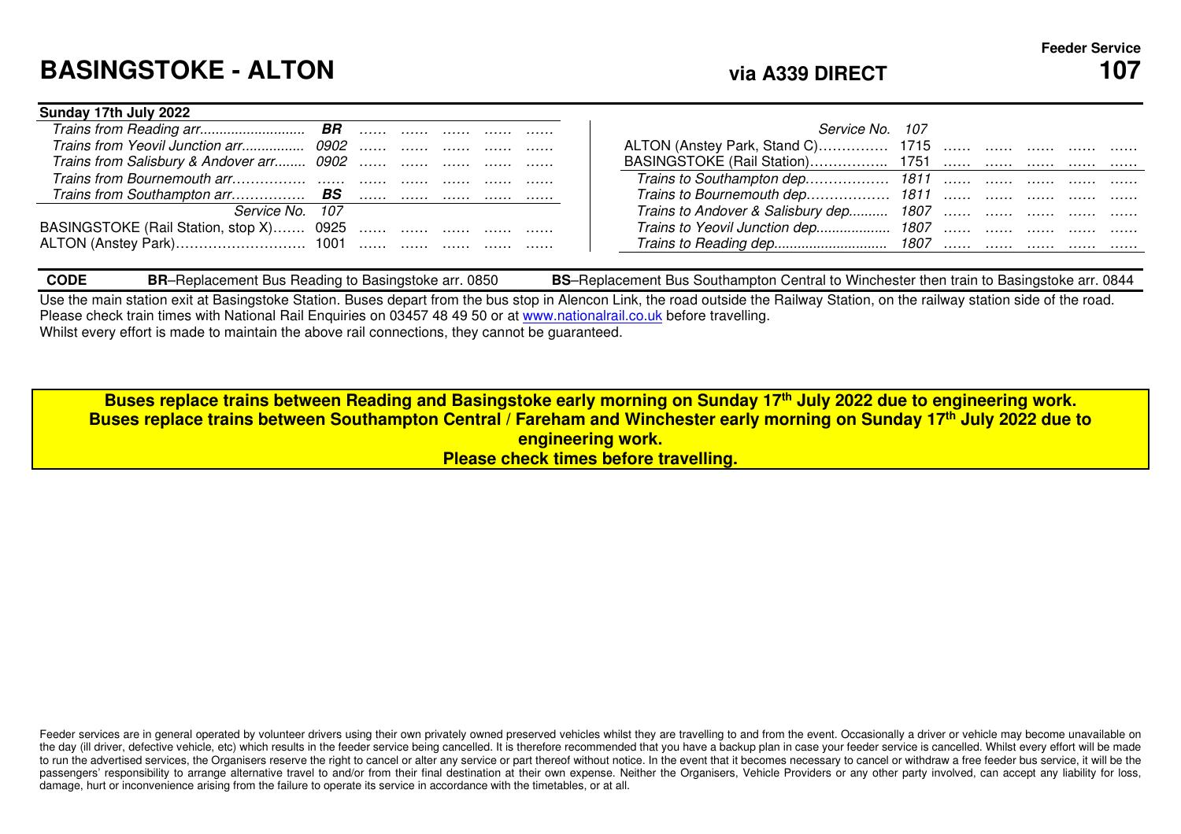Feeder Service **107**

# BASINGSTOKE - ALTON

**via A339 DIRECT**

**Sunday 17th July 2022**

| | | | | | | |
|---|---|---|---|---|---|---|
| *Trains from Reading arr* | ***BR*** | …… | …… | …… | …… | …… |
| *Trains from Yeovil Junction arr* | *0902* | …… | …… | …… | …… | …… |
| *Trains from Salisbury & Andover arr* | *0902* | …… | …… | …… | …… | …… |
| *Trains from Bournemouth arr* | …… | …… | …… | …… | …… | …… |
| *Trains from Southampton arr* | ***BS*** | …… | …… | …… | …… | …… |
| *Service No.* | *107* | | | | | |
| BASINGSTOKE (Rail Station, stop X) | 0925 | …… | …… | …… | …… | …… |
| ALTON (Anstey Park) | 1001 | …… | …… | …… | …… | …… |

| | | | | | | |
|---|---|---|---|---|---|---|
| *Service No.* | *107* | | | | | |
| ALTON (Anstey Park, Stand C) | 1715 | …… | …… | …… | …… | …… |
| BASINGSTOKE (Rail Station) | 1751 | …… | …… | …… | …… | …… |
| *Trains to Southampton dep* | *1811* | …… | …… | …… | …… | …… |
| *Trains to Bournemouth dep* | *1811* | …… | …… | …… | …… | …… |
| *Trains to Andover & Salisbury dep* | *1807* | …… | …… | …… | …… | …… |
| *Trains to Yeovil Junction dep* | *1807* | …… | …… | …… | …… | …… |
| *Trains to Reading dep* | *1807* | …… | …… | …… | …… | …… |

**CODE** **BR**–Replacement Bus Reading to Basingstoke arr. 0850 **BS**–Replacement Bus Southampton Central to Winchester then train to Basingstoke arr. 0844

Use the main station exit at Basingstoke Station. Buses depart from the bus stop in Alencon Link, the road outside the Railway Station, on the railway side of the road.
Please check train times with National Rail Enquiries on 03457 48 49 50 or at www.nationalrail.co.uk before travelling.
Whilst every effort is made to maintain the above rail connections, they cannot be guaranteed.

**Buses replace trains between Reading and Basingstoke early morning on Sunday 17th July 2022 due to engineering work.**
**Buses replace trains between Southampton Central / Fareham and Winchester early morning on Sunday 17th July 2022 due to engineering work.**
**Please check times before travelling.**

Feeder services are in general operated by volunteer drivers using their own privately owned preserved vehicles whilst they are travelling to and from the event. Occasionally a driver or vehicle may become unavailable on the day (ill driver, defective vehicle, etc) which results in the feeder service being cancelled. It is therefore recommended that you have a backup plan in case your feeder service is cancelled. Whilst every effort will be made to run the advertised services, the Organisers reserve the right to cancel or alter any service or part thereof without notice. In the event that it becomes necessary to cancel or withdraw a free feeder bus service, it will be the passengers' responsibility to arrange alternative travel to and/or from their final destination at their own expense. Neither the Organisers, Vehicle Providers or any other party involved, can accept any liability for loss, damage, hurt or inconvenience arising from the failure to operate its service in accordance with the timetables, or at all.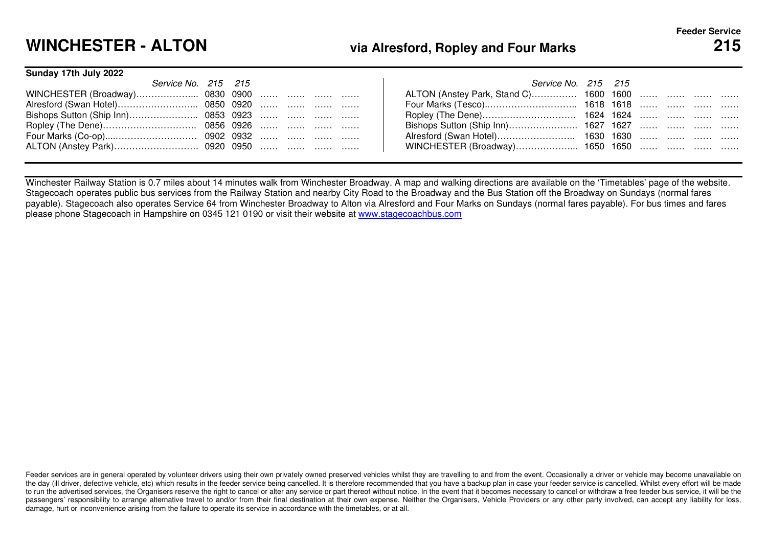Feeder Service **215**

# WINCHESTER - ALTON

## via Alresford, Ropley and Four Marks

**Sunday 17th July 2022**

| *Service No.* | *215* | *215* | | | | |
|---|---|---|---|---|---|---|
| WINCHESTER (Broadway) | 0830 | 0900 | …… | …… | …… | …… |
| Alresford (Swan Hotel) | 0850 | 0920 | …… | …… | …… | …… |
| Bishops Sutton (Ship Inn) | 0853 | 0923 | …… | …… | …… | …… |
| Ropley (The Dene) | 0856 | 0926 | …… | …… | …… | …… |
| Four Marks (Co-op) | 0902 | 0932 | …… | …… | …… | …… |
| ALTON (Anstey Park) | 0920 | 0950 | …… | …… | …… | …… |

| *Service No.* | *215* | *215* | | | | |
|---|---|---|---|---|---|---|
| ALTON (Anstey Park, Stand C) | 1600 | 1600 | …… | …… | …… | …… |
| Four Marks (Tesco) | 1618 | 1618 | …… | …… | …… | …… |
| Ropley (The Dene) | 1624 | 1624 | …… | …… | …… | …… |
| Bishops Sutton (Ship Inn) | 1627 | 1627 | …… | …… | …… | …… |
| Alresford (Swan Hotel) | 1630 | 1630 | …… | …… | …… | …… |
| WINCHESTER (Broadway) | 1650 | 1650 | …… | …… | …… | …… |

Winchester Railway Station is 0.7 miles about 14 minutes walk from Winchester Broadway. A map and walking directions are available on the 'Timetables' page of the website. Stagecoach operates public bus services from the Railway Station and nearby City Road to the Broadway and the Bus Station off the Broadway on Sundays (normal fares payable). Stagecoach also operates Service 64 from Winchester Broadway to Alton via Alresford and Four Marks on Sundays (normal fares payable). For bus times and fares please phone Stagecoach in Hampshire on 0345 121 0190 or visit their website at www.stagecoachbus.com

Feeder services are in general operated by volunteer drivers using their own privately owned preserved vehicles whilst they are travelling to and from the event. Occasionally a driver or vehicle may become unavailable on the day (ill driver, defective vehicle, etc) which results in the feeder service being cancelled. It is therefore recommended that you have a backup plan in case your feeder service is cancelled. Whilst every effort will be made to run the advertised services, the Organisers reserve the right to cancel or alter any service or part thereof without notice. In the event that it becomes necessary to cancel or withdraw a free feeder bus service, it will be the passengers' responsibility to arrange alternative travel to and/or from their final destination at their own expense. Neither the Organisers, Vehicle Providers or any other party involved, can accept any liability for loss, damage, hurt or inconvenience arising from the failure to operate its service in accordance with the timetables, or at all.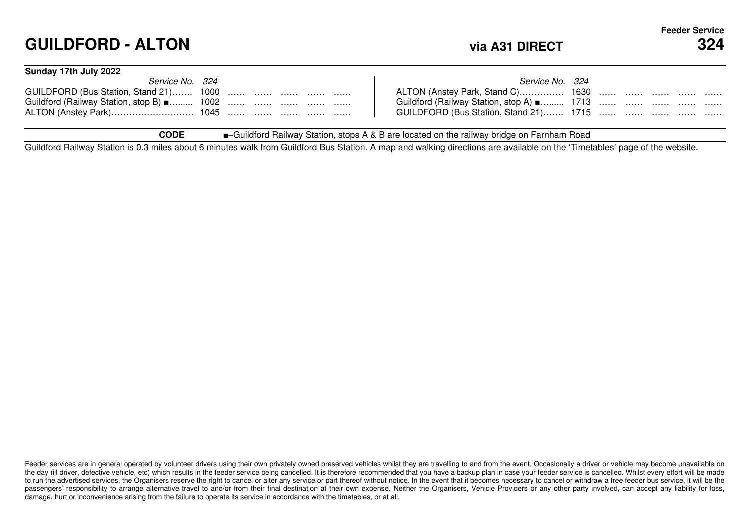# GUILDFORD - ALTON

**via A31 DIRECT**

**Feeder Service**
**324**

**Sunday 17th July 2022**

| *Service No.* | *324* | | | | | |
|---|---|---|---|---|---|---|
| GUILDFORD (Bus Station, Stand 21) | 1000 | …… | …… | …… | …… | …… |
| Guildford (Railway Station, stop B) ■ | 1002 | …… | …… | …… | …… | …… |
| ALTON (Anstey Park) | 1045 | …… | …… | …… | …… | …… |

| *Service No.* | *324* | | | | | |
|---|---|---|---|---|---|---|
| ALTON (Anstey Park, Stand C) | 1630 | …… | …… | …… | …… | …… |
| Guildford (Railway Station, stop A) ■ | 1713 | …… | …… | …… | …… | …… |
| GUILDFORD (Bus Station, Stand 21) | 1715 | …… | …… | …… | …… | …… |

**CODE** ■–Guildford Railway Station, stops A & B are located on the railway bridge on Farnham Road

Guildford Railway Station is 0.3 miles about 6 minutes walk from Guildford Bus Station. A map and walking directions are available on the 'Timetables' page of the website.

Feeder services are in general operated by volunteer drivers using their own privately owned preserved vehicles whilst they are travelling to and from the event. Occasionally a driver or vehicle may become unavailable on the day (ill driver, defective vehicle, etc) which results in the feeder service being cancelled. It is therefore recommended that you have a backup plan in case your feeder service is cancelled. Whilst every effort will be made to run the advertised services, the Organisers reserve the right to cancel or alter any service or part thereof without notice. In the event that it becomes necessary to cancel or withdraw a free feeder bus service, it will be the passengers' responsibility to arrange alternative travel to and/or from their final destination at their own expense. Neither the Organisers, Vehicle Providers or any other party involved, can accept any liability for loss, damage, hurt or inconvenience arising from the failure to operate its service in accordance with the timetables, or at all.